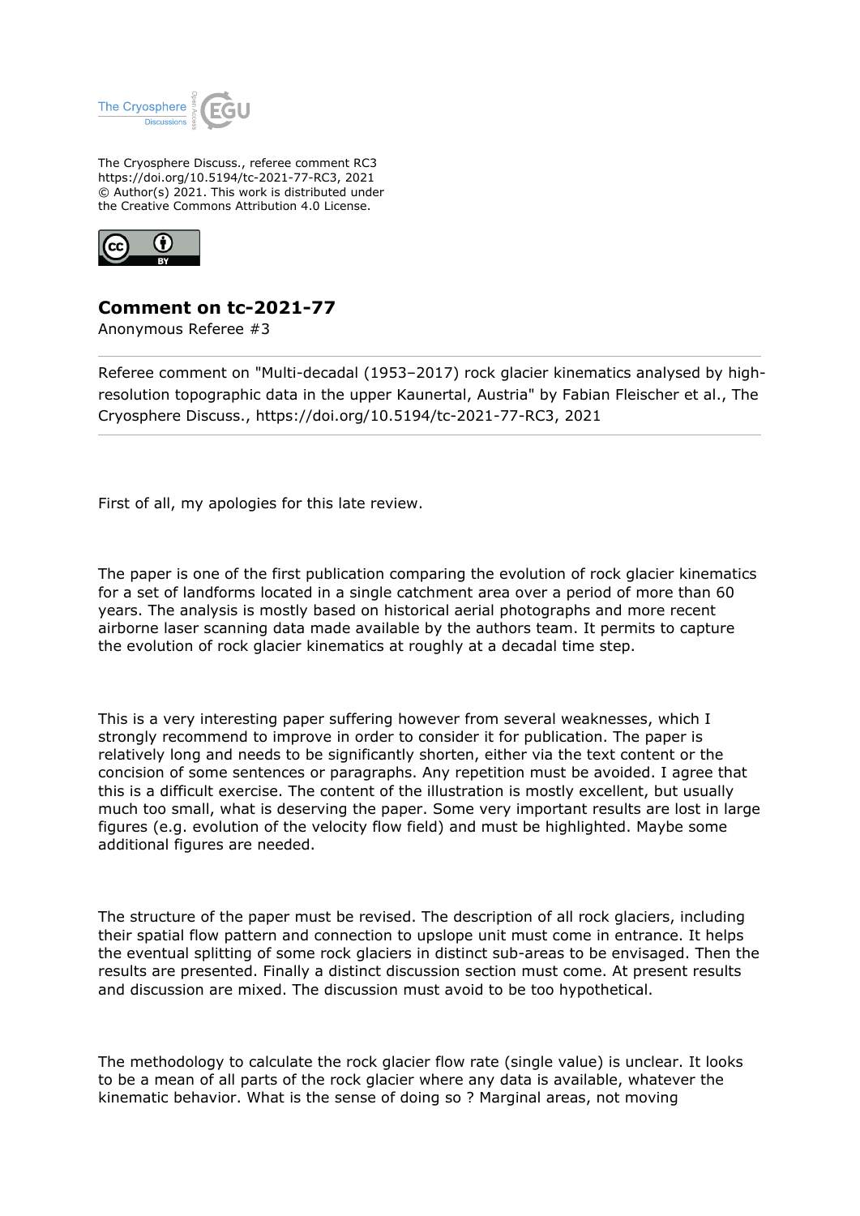The Cryosphere Discuss., referee comment RC3
https://doi.org/10.5194/tc-2021-77-RC3, 2021
© Author(s) 2021. This work is distributed under
the Creative Commons Attribution 4.0 License.

# Comment on tc-2021-77

Anonymous Referee #3

---

Referee comment on "Multi-decadal (1953–2017) rock glacier kinematics analysed by high-resolution topographic data in the upper Kaunertal, Austria" by Fabian Fleischer et al., The Cryosphere Discuss., https://doi.org/10.5194/tc-2021-77-RC3, 2021

---

First of all, my apologies for this late review.

The paper is one of the first publication comparing the evolution of rock glacier kinematics for a set of landforms located in a single catchment area over a period of more than 60 years. The analysis is mostly based on historical aerial photographs and more recent airborne laser scanning data made available by the authors team. It permits to capture the evolution of rock glacier kinematics at roughly at a decadal time step.

This is a very interesting paper suffering however from several weaknesses, which I strongly recommend to improve in order to consider it for publication. The paper is relatively long and needs to be significantly shorten, either via the text content or the concision of some sentences or paragraphs. Any repetition must be avoided. I agree that this is a difficult exercise. The content of the illustration is mostly excellent, but usually much too small, what is deserving the paper. Some very important results are lost in large figures (e.g. evolution of the velocity flow field) and must be highlighted. Maybe some additional figures are needed.

The structure of the paper must be revised. The description of all rock glaciers, including their spatial flow pattern and connection to upslope unit must come in entrance. It helps the eventual splitting of some rock glaciers in distinct sub-areas to be envisaged. Then the results are presented. Finally a distinct discussion section must come. At present results and discussion are mixed. The discussion must avoid to be too hypothetical.

The methodology to calculate the rock glacier flow rate (single value) is unclear. It looks to be a mean of all parts of the rock glacier where any data is available, whatever the kinematic behavior. What is the sense of doing so ? Marginal areas, not moving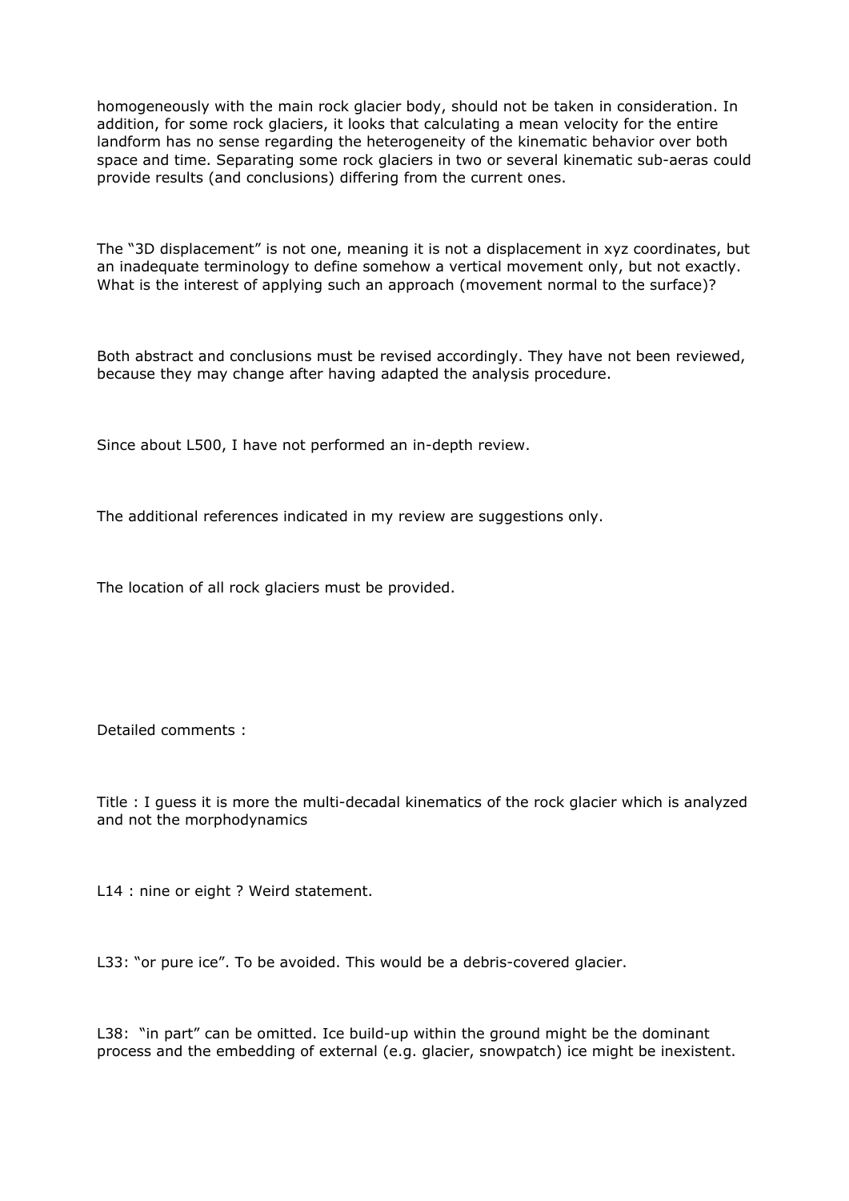homogeneously with the main rock glacier body, should not be taken in consideration. In addition, for some rock glaciers, it looks that calculating a mean velocity for the entire landform has no sense regarding the heterogeneity of the kinematic behavior over both space and time. Separating some rock glaciers in two or several kinematic sub-aeras could provide results (and conclusions) differing from the current ones.

The "3D displacement" is not one, meaning it is not a displacement in xyz coordinates, but an inadequate terminology to define somehow a vertical movement only, but not exactly. What is the interest of applying such an approach (movement normal to the surface)?

Both abstract and conclusions must be revised accordingly. They have not been reviewed, because they may change after having adapted the analysis procedure.

Since about L500, I have not performed an in-depth review.

The additional references indicated in my review are suggestions only.

The location of all rock glaciers must be provided.

Detailed comments :

Title : I guess it is more the multi-decadal kinematics of the rock glacier which is analyzed and not the morphodynamics

L14 : nine or eight ? Weird statement.

L33: "or pure ice". To be avoided. This would be a debris-covered glacier.

L38: "in part" can be omitted. Ice build-up within the ground might be the dominant process and the embedding of external (e.g. glacier, snowpatch) ice might be inexistent.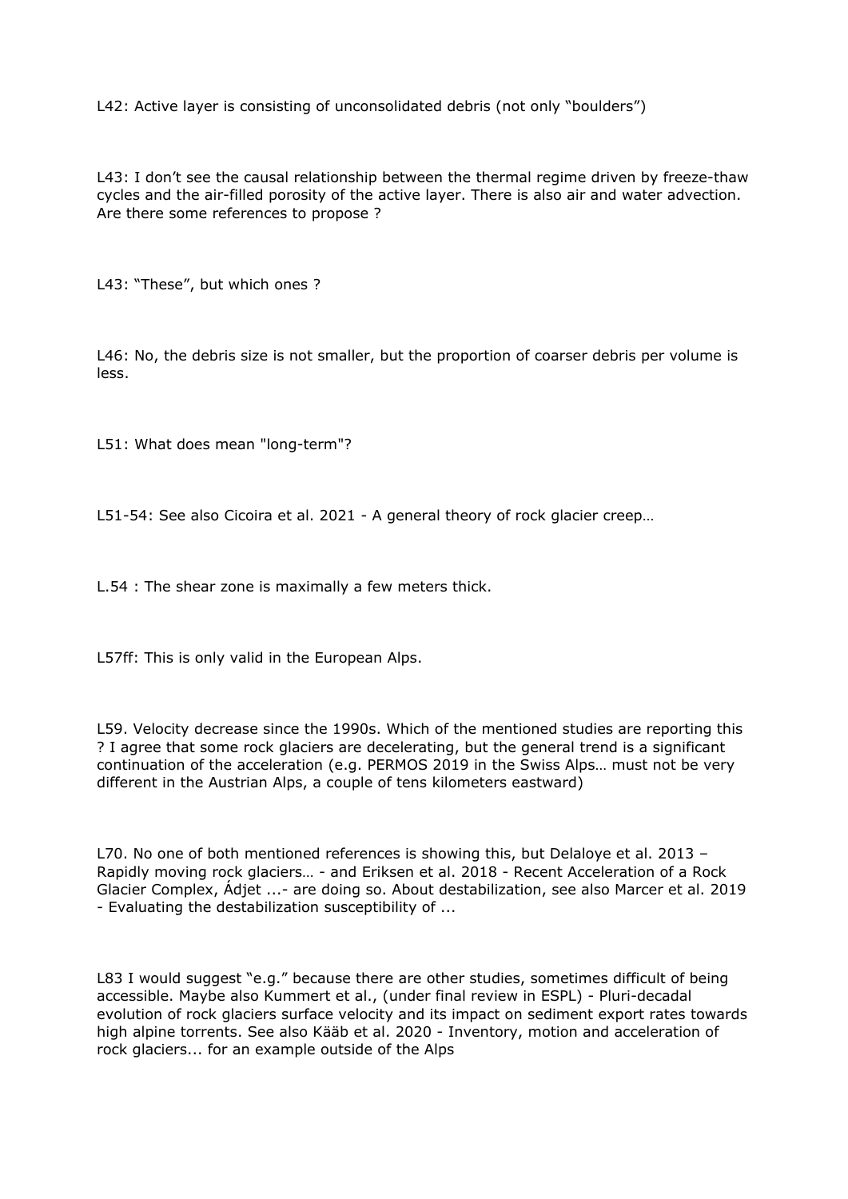L42: Active layer is consisting of unconsolidated debris (not only "boulders")

L43: I don't see the causal relationship between the thermal regime driven by freeze-thaw cycles and the air-filled porosity of the active layer. There is also air and water advection. Are there some references to propose ?

L43: "These", but which ones ?

L46: No, the debris size is not smaller, but the proportion of coarser debris per volume is less.

L51: What does mean "long-term"?

L51-54: See also Cicoira et al. 2021 - A general theory of rock glacier creep…

L.54 : The shear zone is maximally a few meters thick.

L57ff: This is only valid in the European Alps.

L59. Velocity decrease since the 1990s. Which of the mentioned studies are reporting this ? I agree that some rock glaciers are decelerating, but the general trend is a significant continuation of the acceleration (e.g. PERMOS 2019 in the Swiss Alps… must not be very different in the Austrian Alps, a couple of tens kilometers eastward)

L70. No one of both mentioned references is showing this, but Delaloye et al. 2013 – Rapidly moving rock glaciers… - and Eriksen et al. 2018 - Recent Acceleration of a Rock Glacier Complex, Ádjet ...- are doing so. About destabilization, see also Marcer et al. 2019 - Evaluating the destabilization susceptibility of ...

L83 I would suggest "e.g." because there are other studies, sometimes difficult of being accessible. Maybe also Kummert et al., (under final review in ESPL) - Pluri-decadal evolution of rock glaciers surface velocity and its impact on sediment export rates towards high alpine torrents. See also Kääb et al. 2020 - Inventory, motion and acceleration of rock glaciers... for an example outside of the Alps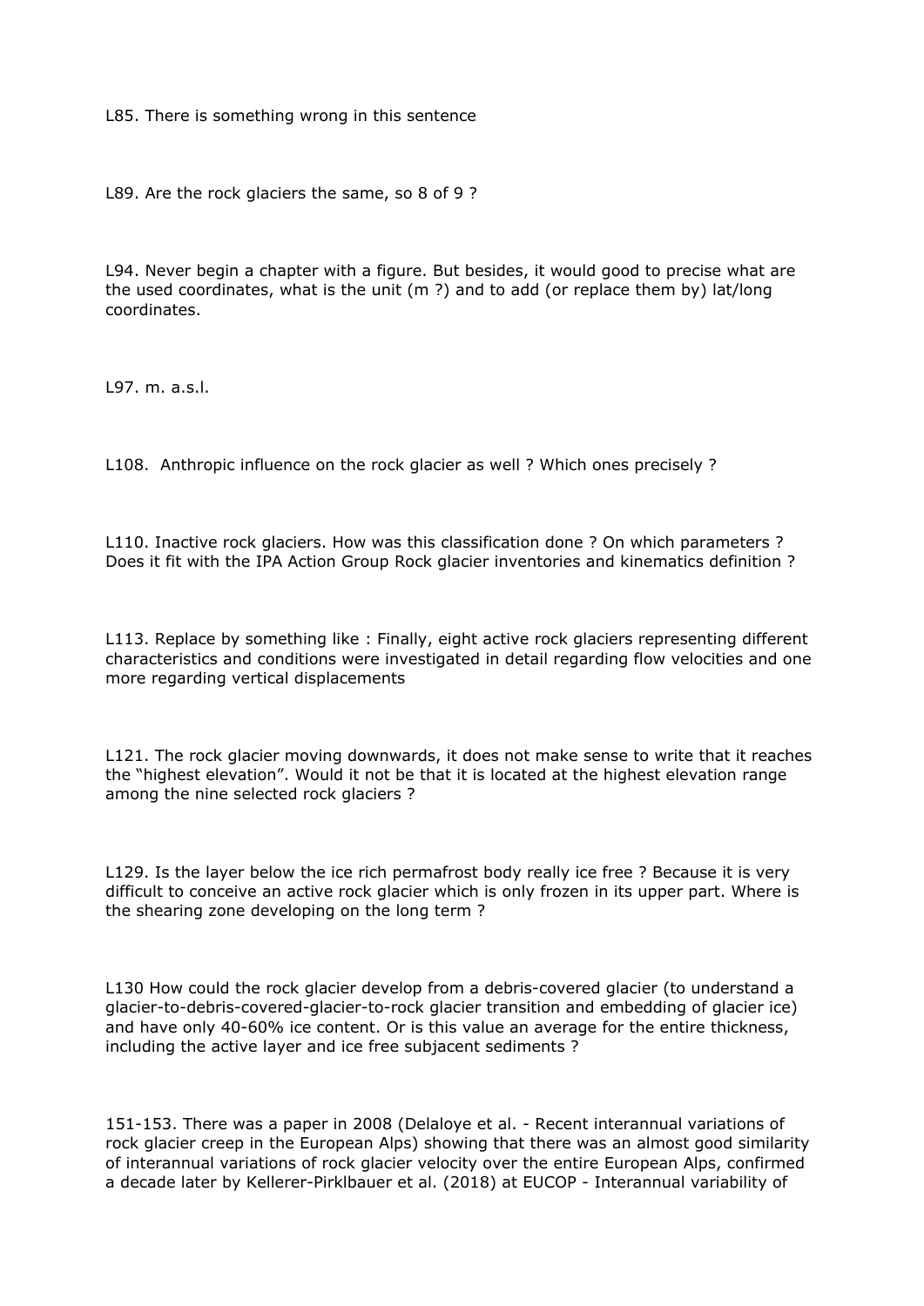L85. There is something wrong in this sentence

L89. Are the rock glaciers the same, so 8 of 9 ?

L94. Never begin a chapter with a figure. But besides, it would good to precise what are the used coordinates, what is the unit (m ?) and to add (or replace them by) lat/long coordinates.

L97. m. a.s.l.

L108. Anthropic influence on the rock glacier as well ? Which ones precisely ?

L110. Inactive rock glaciers. How was this classification done ? On which parameters ? Does it fit with the IPA Action Group Rock glacier inventories and kinematics definition ?

L113. Replace by something like : Finally, eight active rock glaciers representing different characteristics and conditions were investigated in detail regarding flow velocities and one more regarding vertical displacements

L121. The rock glacier moving downwards, it does not make sense to write that it reaches the "highest elevation". Would it not be that it is located at the highest elevation range among the nine selected rock glaciers ?

L129. Is the layer below the ice rich permafrost body really ice free ? Because it is very difficult to conceive an active rock glacier which is only frozen in its upper part. Where is the shearing zone developing on the long term ?

L130 How could the rock glacier develop from a debris-covered glacier (to understand a glacier-to-debris-covered-glacier-to-rock glacier transition and embedding of glacier ice) and have only 40-60% ice content. Or is this value an average for the entire thickness, including the active layer and ice free subjacent sediments ?

151-153. There was a paper in 2008 (Delaloye et al. - Recent interannual variations of rock glacier creep in the European Alps) showing that there was an almost good similarity of interannual variations of rock glacier velocity over the entire European Alps, confirmed a decade later by Kellerer-Pirklbauer et al. (2018) at EUCOP - Interannual variability of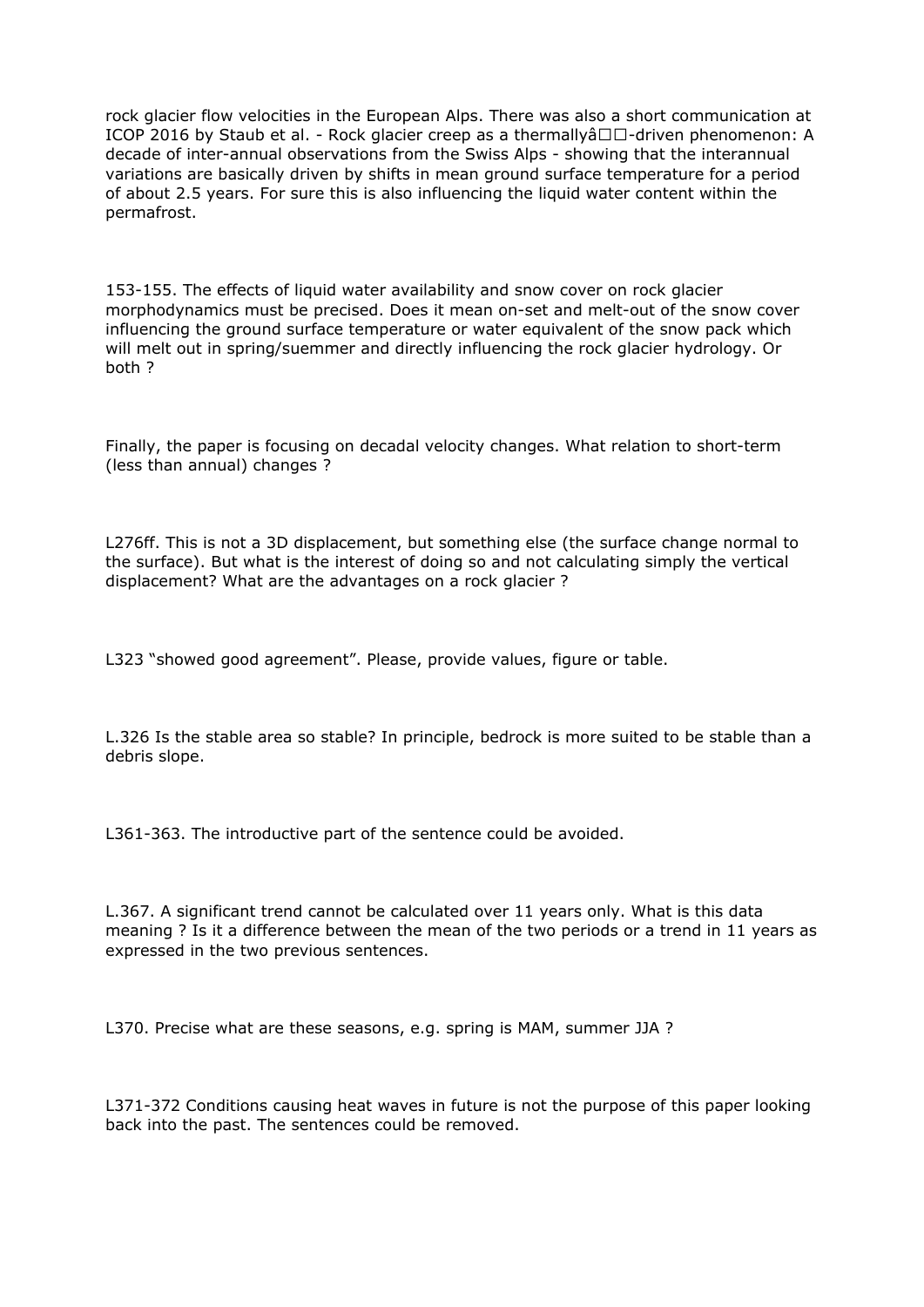rock glacier flow velocities in the European Alps. There was also a short communication at ICOP 2016 by Staub et al. - Rock glacier creep as a thermallyâ□□-driven phenomenon: A decade of inter-annual observations from the Swiss Alps - showing that the interannual variations are basically driven by shifts in mean ground surface temperature for a period of about 2.5 years. For sure this is also influencing the liquid water content within the permafrost.

153-155. The effects of liquid water availability and snow cover on rock glacier morphodynamics must be precised. Does it mean on-set and melt-out of the snow cover influencing the ground surface temperature or water equivalent of the snow pack which will melt out in spring/suemmer and directly influencing the rock glacier hydrology. Or both ?

Finally, the paper is focusing on decadal velocity changes. What relation to short-term (less than annual) changes ?

L276ff. This is not a 3D displacement, but something else (the surface change normal to the surface). But what is the interest of doing so and not calculating simply the vertical displacement? What are the advantages on a rock glacier ?

L323 "showed good agreement". Please, provide values, figure or table.

L.326 Is the stable area so stable? In principle, bedrock is more suited to be stable than a debris slope.

L361-363. The introductive part of the sentence could be avoided.

L.367. A significant trend cannot be calculated over 11 years only. What is this data meaning ? Is it a difference between the mean of the two periods or a trend in 11 years as expressed in the two previous sentences.

L370. Precise what are these seasons, e.g. spring is MAM, summer JJA ?

L371-372 Conditions causing heat waves in future is not the purpose of this paper looking back into the past. The sentences could be removed.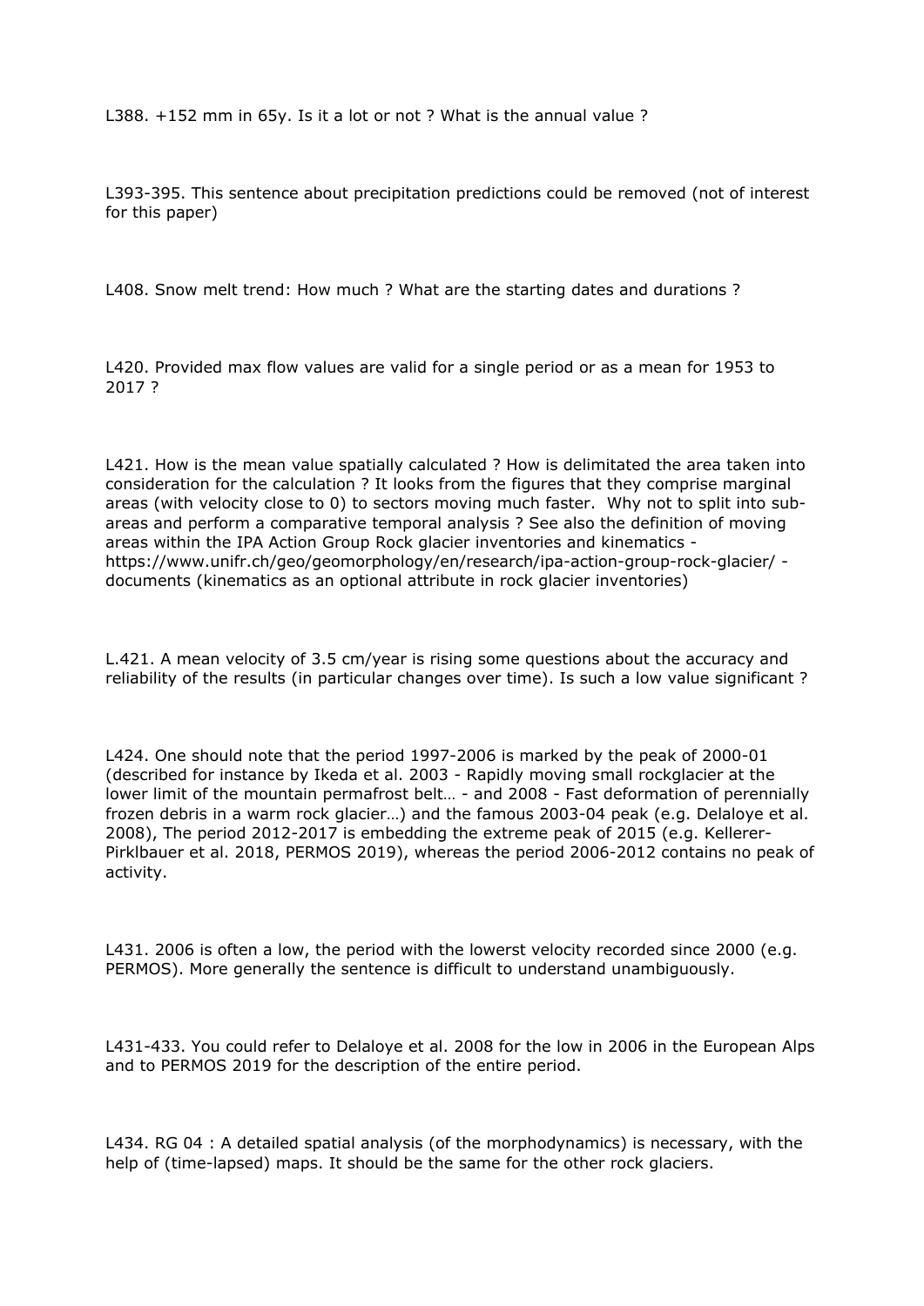L388. +152 mm in 65y. Is it a lot or not ? What is the annual value ?

L393-395. This sentence about precipitation predictions could be removed (not of interest for this paper)

L408. Snow melt trend: How much ? What are the starting dates and durations ?

L420. Provided max flow values are valid for a single period or as a mean for 1953 to 2017 ?

L421. How is the mean value spatially calculated ? How is delimitated the area taken into consideration for the calculation ? It looks from the figures that they comprise marginal areas (with velocity close to 0) to sectors moving much faster. Why not to split into sub-areas and perform a comparative temporal analysis ? See also the definition of moving areas within the IPA Action Group Rock glacier inventories and kinematics - https://www.unifr.ch/geo/geomorphology/en/research/ipa-action-group-rock-glacier/ - documents (kinematics as an optional attribute in rock glacier inventories)

L.421. A mean velocity of 3.5 cm/year is rising some questions about the accuracy and reliability of the results (in particular changes over time). Is such a low value significant ?

L424. One should note that the period 1997-2006 is marked by the peak of 2000-01 (described for instance by Ikeda et al. 2003 - Rapidly moving small rockglacier at the lower limit of the mountain permafrost belt… - and 2008 - Fast deformation of perennially frozen debris in a warm rock glacier…) and the famous 2003-04 peak (e.g. Delaloye et al. 2008), The period 2012-2017 is embedding the extreme peak of 2015 (e.g. Kellerer-Pirklbauer et al. 2018, PERMOS 2019), whereas the period 2006-2012 contains no peak of activity.

L431. 2006 is often a low, the period with the lowerst velocity recorded since 2000 (e.g. PERMOS). More generally the sentence is difficult to understand unambiguously.

L431-433. You could refer to Delaloye et al. 2008 for the low in 2006 in the European Alps and to PERMOS 2019 for the description of the entire period.

L434. RG 04 : A detailed spatial analysis (of the morphodynamics) is necessary, with the help of (time-lapsed) maps. It should be the same for the other rock glaciers.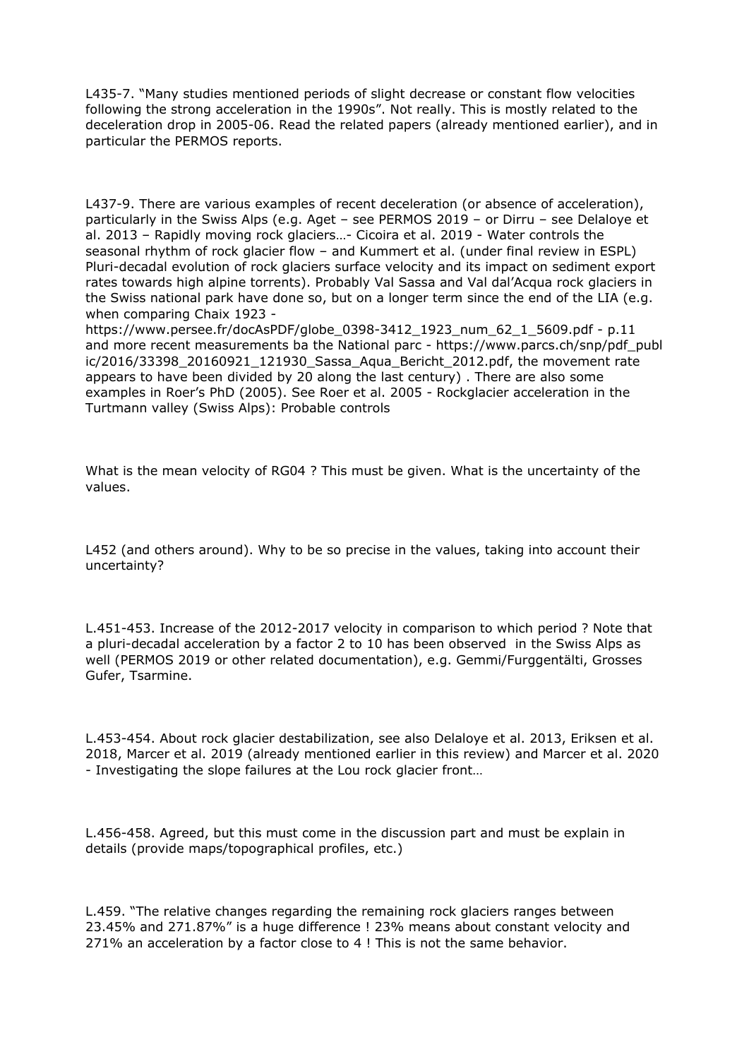L435-7. "Many studies mentioned periods of slight decrease or constant flow velocities following the strong acceleration in the 1990s". Not really. This is mostly related to the deceleration drop in 2005-06. Read the related papers (already mentioned earlier), and in particular the PERMOS reports.

L437-9. There are various examples of recent deceleration (or absence of acceleration), particularly in the Swiss Alps (e.g. Aget – see PERMOS 2019 – or Dirru – see Delaloye et al. 2013 – Rapidly moving rock glaciers…- Cicoira et al. 2019 - Water controls the seasonal rhythm of rock glacier flow – and Kummert et al. (under final review in ESPL) Pluri-decadal evolution of rock glaciers surface velocity and its impact on sediment export rates towards high alpine torrents). Probably Val Sassa and Val dal'Acqua rock glaciers in the Swiss national park have done so, but on a longer term since the end of the LIA (e.g. when comparing Chaix 1923 - https://www.persee.fr/docAsPDF/globe_0398-3412_1923_num_62_1_5609.pdf - p.11 and more recent measurements ba the National parc - https://www.parcs.ch/snp/pdf_public/2016/33398_20160921_121930_Sassa_Aqua_Bericht_2012.pdf, the movement rate appears to have been divided by 20 along the last century) . There are also some examples in Roer's PhD (2005). See Roer et al. 2005 - Rockglacier acceleration in the Turtmann valley (Swiss Alps): Probable controls

What is the mean velocity of RG04 ? This must be given. What is the uncertainty of the values.

L452 (and others around). Why to be so precise in the values, taking into account their uncertainty?

L.451-453. Increase of the 2012-2017 velocity in comparison to which period ? Note that a pluri-decadal acceleration by a factor 2 to 10 has been observed in the Swiss Alps as well (PERMOS 2019 or other related documentation), e.g. Gemmi/Furggentälti, Grosses Gufer, Tsarmine.

L.453-454. About rock glacier destabilization, see also Delaloye et al. 2013, Eriksen et al. 2018, Marcer et al. 2019 (already mentioned earlier in this review) and Marcer et al. 2020 - Investigating the slope failures at the Lou rock glacier front…

L.456-458. Agreed, but this must come in the discussion part and must be explain in details (provide maps/topographical profiles, etc.)

L.459. "The relative changes regarding the remaining rock glaciers ranges between 23.45% and 271.87%" is a huge difference ! 23% means about constant velocity and 271% an acceleration by a factor close to 4 ! This is not the same behavior.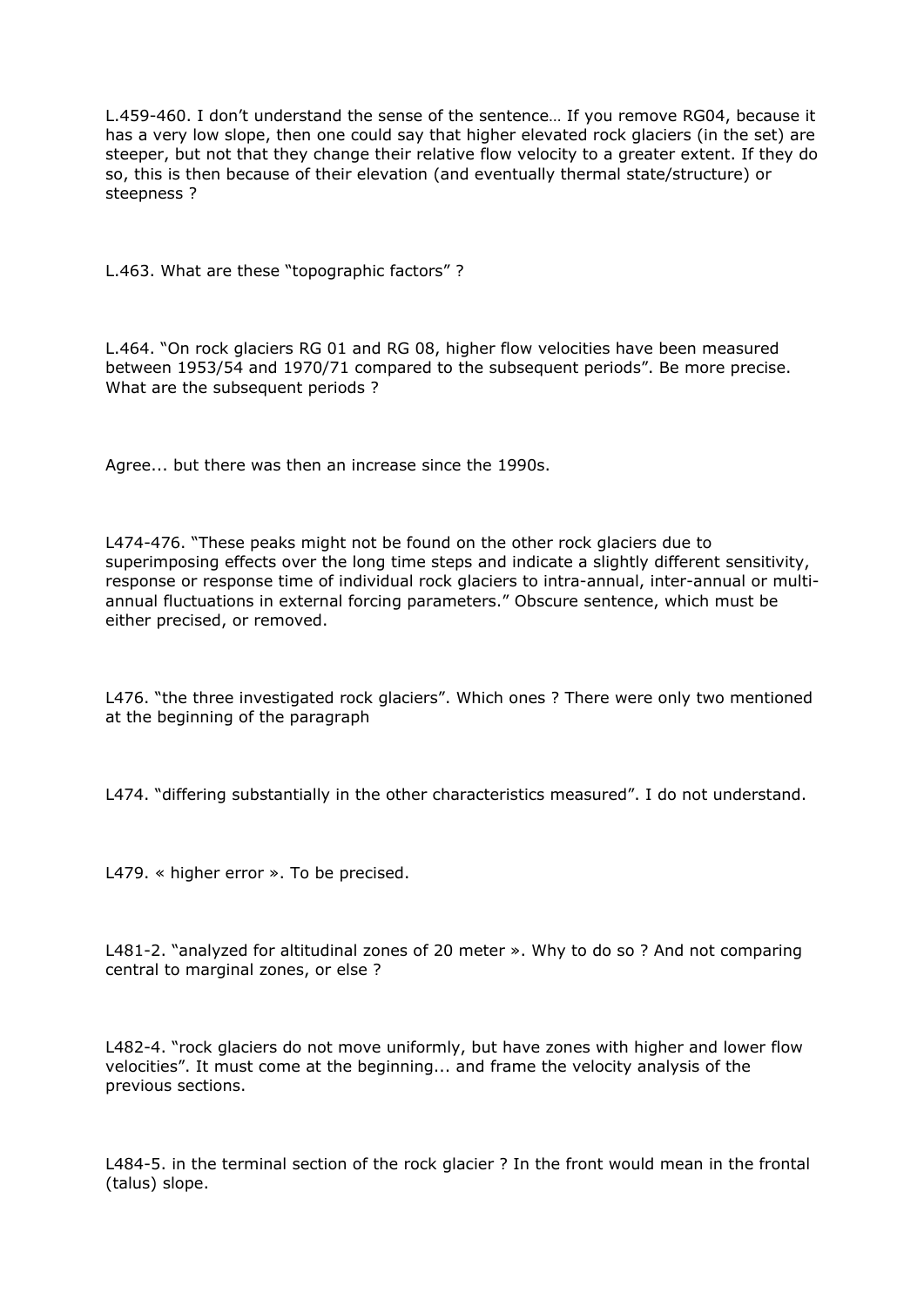L.459-460. I don't understand the sense of the sentence… If you remove RG04, because it has a very low slope, then one could say that higher elevated rock glaciers (in the set) are steeper, but not that they change their relative flow velocity to a greater extent. If they do so, this is then because of their elevation (and eventually thermal state/structure) or steepness ?

L.463. What are these "topographic factors" ?

L.464. "On rock glaciers RG 01 and RG 08, higher flow velocities have been measured between 1953/54 and 1970/71 compared to the subsequent periods". Be more precise. What are the subsequent periods ?

Agree... but there was then an increase since the 1990s.

L474-476. "These peaks might not be found on the other rock glaciers due to superimposing effects over the long time steps and indicate a slightly different sensitivity, response or response time of individual rock glaciers to intra-annual, inter-annual or multi-annual fluctuations in external forcing parameters." Obscure sentence, which must be either precised, or removed.

L476. "the three investigated rock glaciers". Which ones ? There were only two mentioned at the beginning of the paragraph

L474. "differing substantially in the other characteristics measured". I do not understand.

L479. « higher error ». To be precised.

L481-2. "analyzed for altitudinal zones of 20 meter ». Why to do so ? And not comparing central to marginal zones, or else ?

L482-4. "rock glaciers do not move uniformly, but have zones with higher and lower flow velocities". It must come at the beginning... and frame the velocity analysis of the previous sections.

L484-5. in the terminal section of the rock glacier ? In the front would mean in the frontal (talus) slope.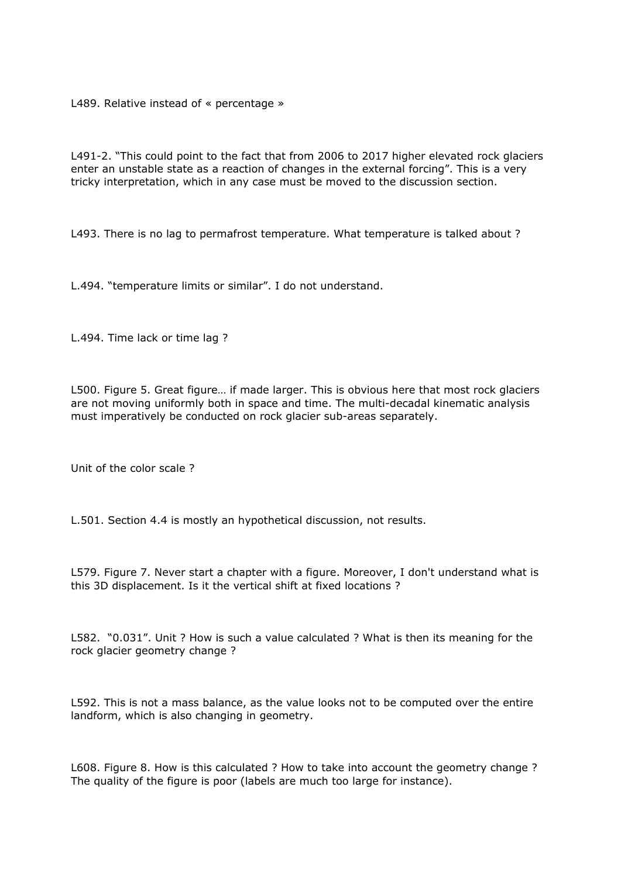L489. Relative instead of « percentage »

L491-2. “This could point to the fact that from 2006 to 2017 higher elevated rock glaciers enter an unstable state as a reaction of changes in the external forcing”. This is a very tricky interpretation, which in any case must be moved to the discussion section.

L493. There is no lag to permafrost temperature. What temperature is talked about ?

L.494. “temperature limits or similar”. I do not understand.

L.494. Time lack or time lag ?

L500. Figure 5. Great figure… if made larger. This is obvious here that most rock glaciers are not moving uniformly both in space and time. The multi-decadal kinematic analysis must imperatively be conducted on rock glacier sub-areas separately.

Unit of the color scale ?

L.501. Section 4.4 is mostly an hypothetical discussion, not results.

L579. Figure 7. Never start a chapter with a figure. Moreover, I don't understand what is this 3D displacement. Is it the vertical shift at fixed locations ?

L582. “0.031”. Unit ? How is such a value calculated ? What is then its meaning for the rock glacier geometry change ?

L592. This is not a mass balance, as the value looks not to be computed over the entire landform, which is also changing in geometry.

L608. Figure 8. How is this calculated ? How to take into account the geometry change ? The quality of the figure is poor (labels are much too large for instance).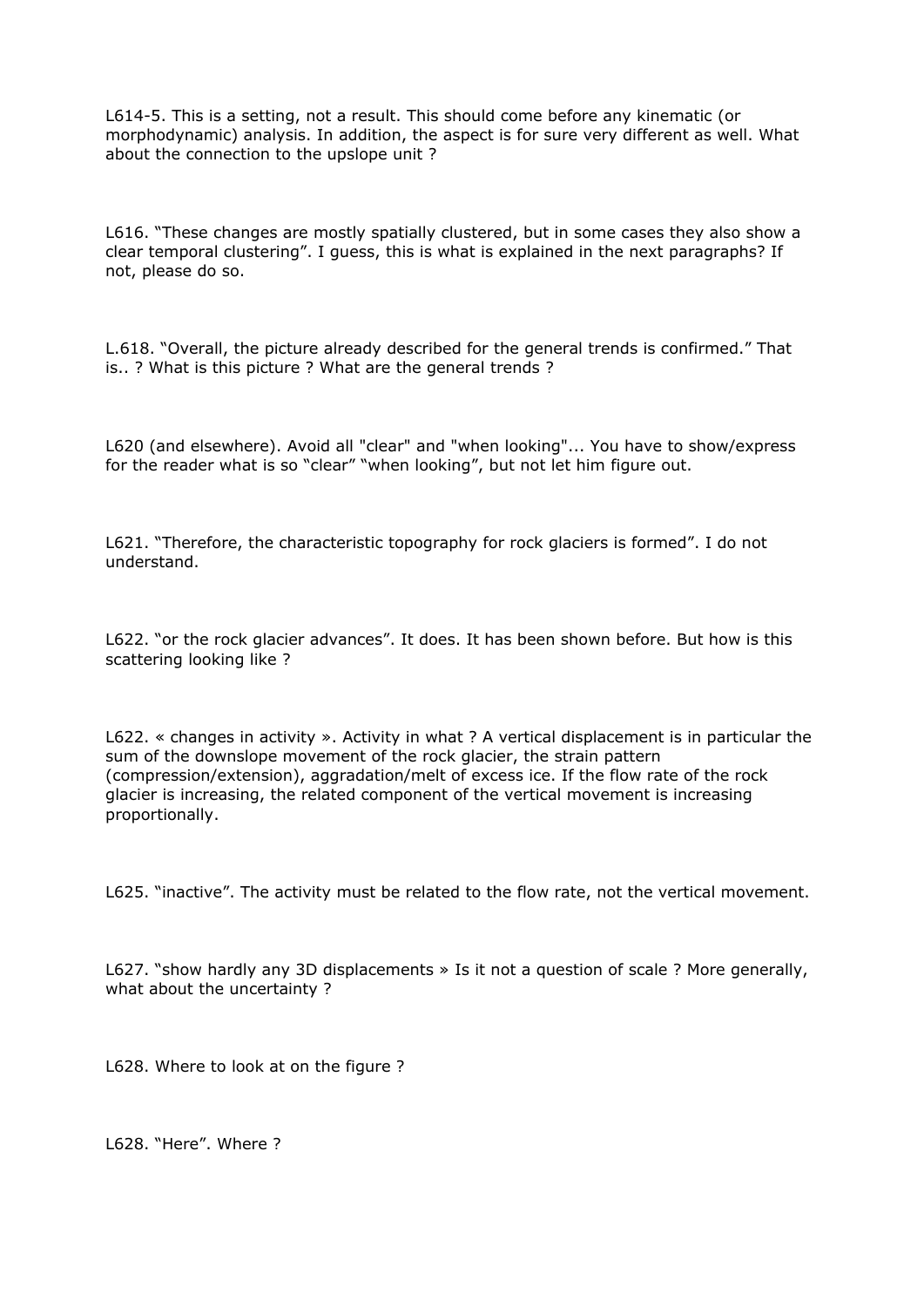L614-5. This is a setting, not a result. This should come before any kinematic (or morphodynamic) analysis. In addition, the aspect is for sure very different as well. What about the connection to the upslope unit ?

L616. "These changes are mostly spatially clustered, but in some cases they also show a clear temporal clustering". I guess, this is what is explained in the next paragraphs? If not, please do so.

L.618. "Overall, the picture already described for the general trends is confirmed." That is.. ? What is this picture ? What are the general trends ?

L620 (and elsewhere). Avoid all "clear" and "when looking"... You have to show/express for the reader what is so "clear" "when looking", but not let him figure out.

L621. "Therefore, the characteristic topography for rock glaciers is formed". I do not understand.

L622. "or the rock glacier advances". It does. It has been shown before. But how is this scattering looking like ?

L622. « changes in activity ». Activity in what ? A vertical displacement is in particular the sum of the downslope movement of the rock glacier, the strain pattern (compression/extension), aggradation/melt of excess ice. If the flow rate of the rock glacier is increasing, the related component of the vertical movement is increasing proportionally.

L625. "inactive". The activity must be related to the flow rate, not the vertical movement.

L627. "show hardly any 3D displacements » Is it not a question of scale ? More generally, what about the uncertainty ?

L628. Where to look at on the figure ?

L628. "Here". Where ?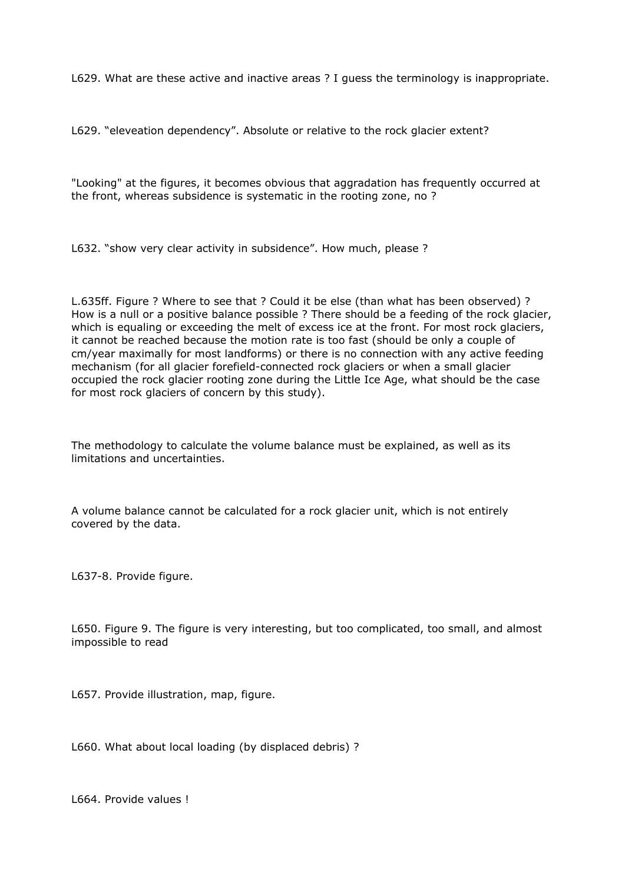L629. What are these active and inactive areas ? I guess the terminology is inappropriate.

L629. "eleveation dependency". Absolute or relative to the rock glacier extent?

"Looking" at the figures, it becomes obvious that aggradation has frequently occurred at the front, whereas subsidence is systematic in the rooting zone, no ?

L632. "show very clear activity in subsidence". How much, please ?

L.635ff. Figure ? Where to see that ? Could it be else (than what has been observed) ? How is a null or a positive balance possible ? There should be a feeding of the rock glacier, which is equaling or exceeding the melt of excess ice at the front. For most rock glaciers, it cannot be reached because the motion rate is too fast (should be only a couple of cm/year maximally for most landforms) or there is no connection with any active feeding mechanism (for all glacier forefield-connected rock glaciers or when a small glacier occupied the rock glacier rooting zone during the Little Ice Age, what should be the case for most rock glaciers of concern by this study).

The methodology to calculate the volume balance must be explained, as well as its limitations and uncertainties.

A volume balance cannot be calculated for a rock glacier unit, which is not entirely covered by the data.

L637-8. Provide figure.

L650. Figure 9. The figure is very interesting, but too complicated, too small, and almost impossible to read

L657. Provide illustration, map, figure.

L660. What about local loading (by displaced debris) ?

L664. Provide values !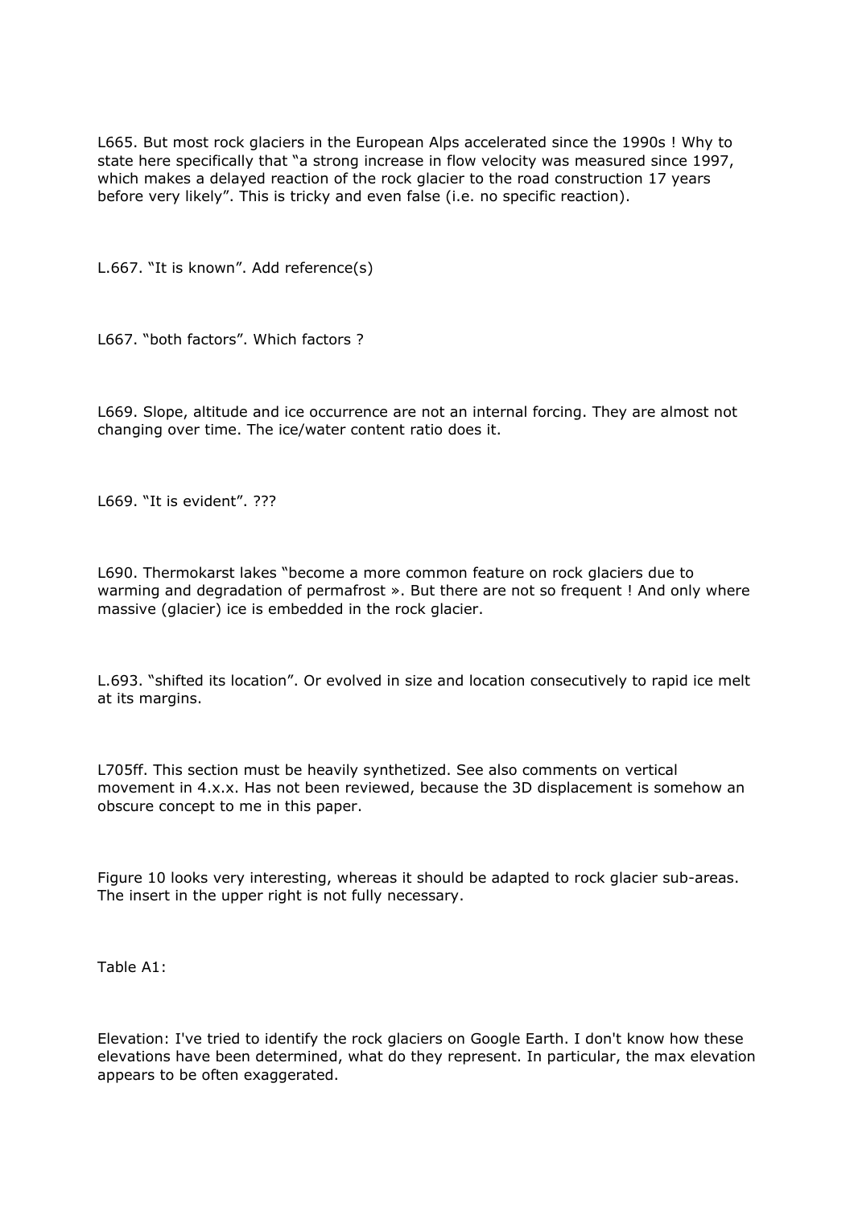L665. But most rock glaciers in the European Alps accelerated since the 1990s ! Why to state here specifically that “a strong increase in flow velocity was measured since 1997, which makes a delayed reaction of the rock glacier to the road construction 17 years before very likely”. This is tricky and even false (i.e. no specific reaction).

L.667. “It is known”. Add reference(s)

L667. “both factors”. Which factors ?

L669. Slope, altitude and ice occurrence are not an internal forcing. They are almost not changing over time. The ice/water content ratio does it.

L669. “It is evident”. ???

L690. Thermokarst lakes “become a more common feature on rock glaciers due to warming and degradation of permafrost ». But there are not so frequent ! And only where massive (glacier) ice is embedded in the rock glacier.

L.693. “shifted its location”. Or evolved in size and location consecutively to rapid ice melt at its margins.

L705ff. This section must be heavily synthetized. See also comments on vertical movement in 4.x.x. Has not been reviewed, because the 3D displacement is somehow an obscure concept to me in this paper.

Figure 10 looks very interesting, whereas it should be adapted to rock glacier sub-areas. The insert in the upper right is not fully necessary.

Table A1:

Elevation: I've tried to identify the rock glaciers on Google Earth. I don't know how these elevations have been determined, what do they represent. In particular, the max elevation appears to be often exaggerated.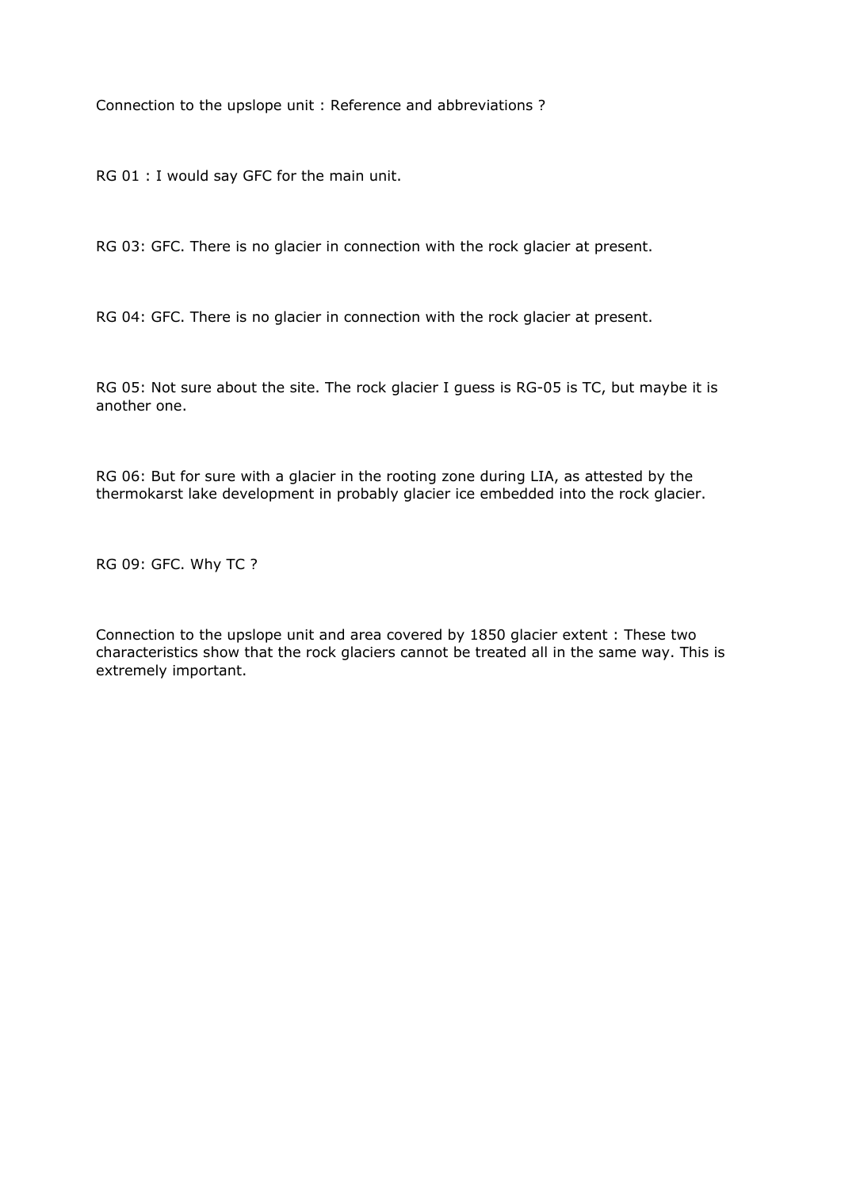Connection to the upslope unit : Reference and abbreviations ?

RG 01 : I would say GFC for the main unit.

RG 03: GFC. There is no glacier in connection with the rock glacier at present.

RG 04: GFC. There is no glacier in connection with the rock glacier at present.

RG 05: Not sure about the site. The rock glacier I guess is RG-05 is TC, but maybe it is another one.

RG 06: But for sure with a glacier in the rooting zone during LIA, as attested by the thermokarst lake development in probably glacier ice embedded into the rock glacier.

RG 09: GFC. Why TC ?

Connection to the upslope unit and area covered by 1850 glacier extent : These two characteristics show that the rock glaciers cannot be treated all in the same way. This is extremely important.